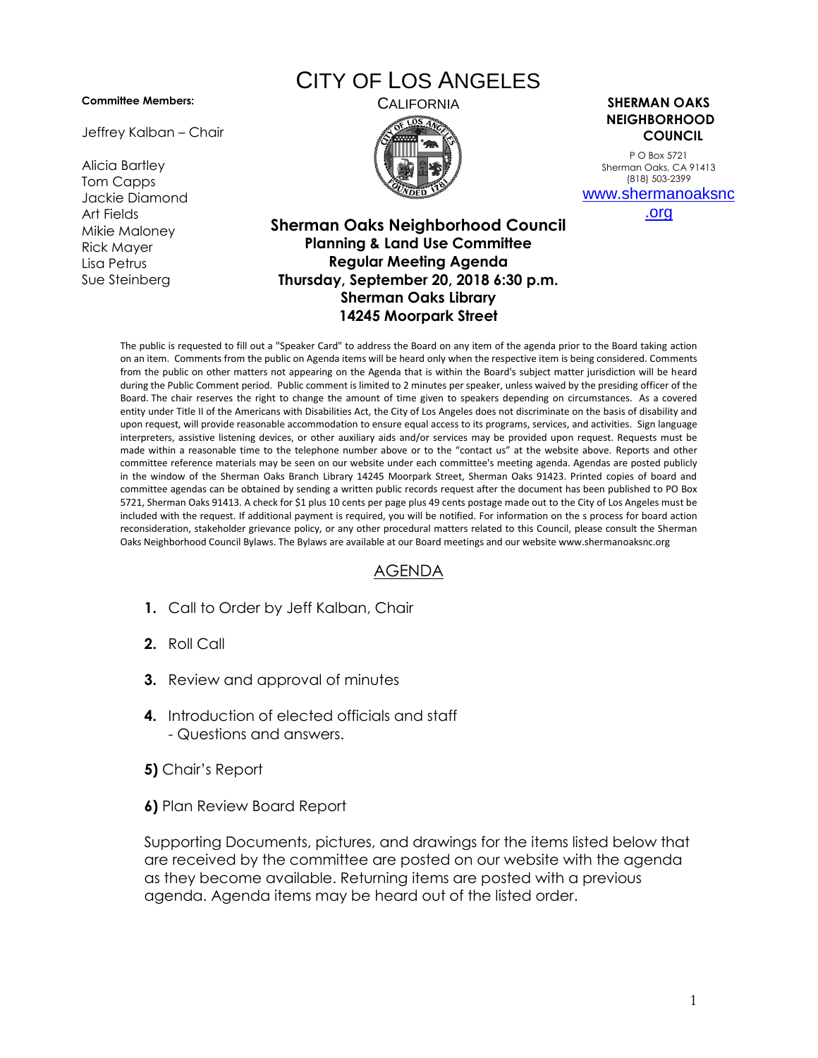# CITY OF LOS ANGELES

CALIFORNIA

**Committee Members:**

Jeffrey Kalban – Chair

Alicia Bartley
Tom Capps
Jackie Diamond
Art Fields
Mikie Maloney
Rick Mayer
Lisa Petrus
Sue Steinberg

**SHERMAN OAKS NEIGHBORHOOD COUNCIL**

P O Box 5721
Sherman Oaks, CA 91413
(818) 503-2399
www.shermanoaksnc.org

## Sherman Oaks Neighborhood Council
### Planning & Land Use Committee
### Regular Meeting Agenda
### Thursday, September 20, 2018 6:30 p.m.
### Sherman Oaks Library
### 14245 Moorpark Street

The public is requested to fill out a "Speaker Card" to address the Board on any item of the agenda prior to the Board taking action on an item. Comments from the public on Agenda items will be heard only when the respective item is being considered. Comments from the public on other matters not appearing on the Agenda that is within the Board's subject matter jurisdiction will be heard during the Public Comment period. Public comment is limited to 2 minutes per speaker, unless waived by the presiding officer of the Board. The chair reserves the right to change the amount of time given to speakers depending on circumstances. As a covered entity under Title II of the Americans with Disabilities Act, the City of Los Angeles does not discriminate on the basis of disability and upon request, will provide reasonable accommodation to ensure equal access to its programs, services, and activities. Sign language interpreters, assistive listening devices, or other auxiliary aids and/or services may be provided upon request. Requests must be made within a reasonable time to the telephone number above or to the "contact us" at the website above. Reports and other committee reference materials may be seen on our website under each committee's meeting agenda. Agendas are posted publicly in the window of the Sherman Oaks Branch Library 14245 Moorpark Street, Sherman Oaks 91423. Printed copies of board and committee agendas can be obtained by sending a written public records request after the document has been published to PO Box 5721, Sherman Oaks 91413. A check for $1 plus 10 cents per page plus 49 cents postage made out to the City of Los Angeles must be included with the request. If additional payment is required, you will be notified. For information on the s process for board action reconsideration, stakeholder grievance policy, or any other procedural matters related to this Council, please consult the Sherman Oaks Neighborhood Council Bylaws. The Bylaws are available at our Board meetings and our website www.shermanoaksnc.org

## AGENDA

1. Call to Order by Jeff Kalban, Chair
2. Roll Call
3. Review and approval of minutes
4. Introduction of elected officials and staff
   - Questions and answers.

**5)** Chair's Report

**6)** Plan Review Board Report

Supporting Documents, pictures, and drawings for the items listed below that are received by the committee are posted on our website with the agenda as they become available. Returning items are posted with a previous agenda. Agenda items may be heard out of the listed order.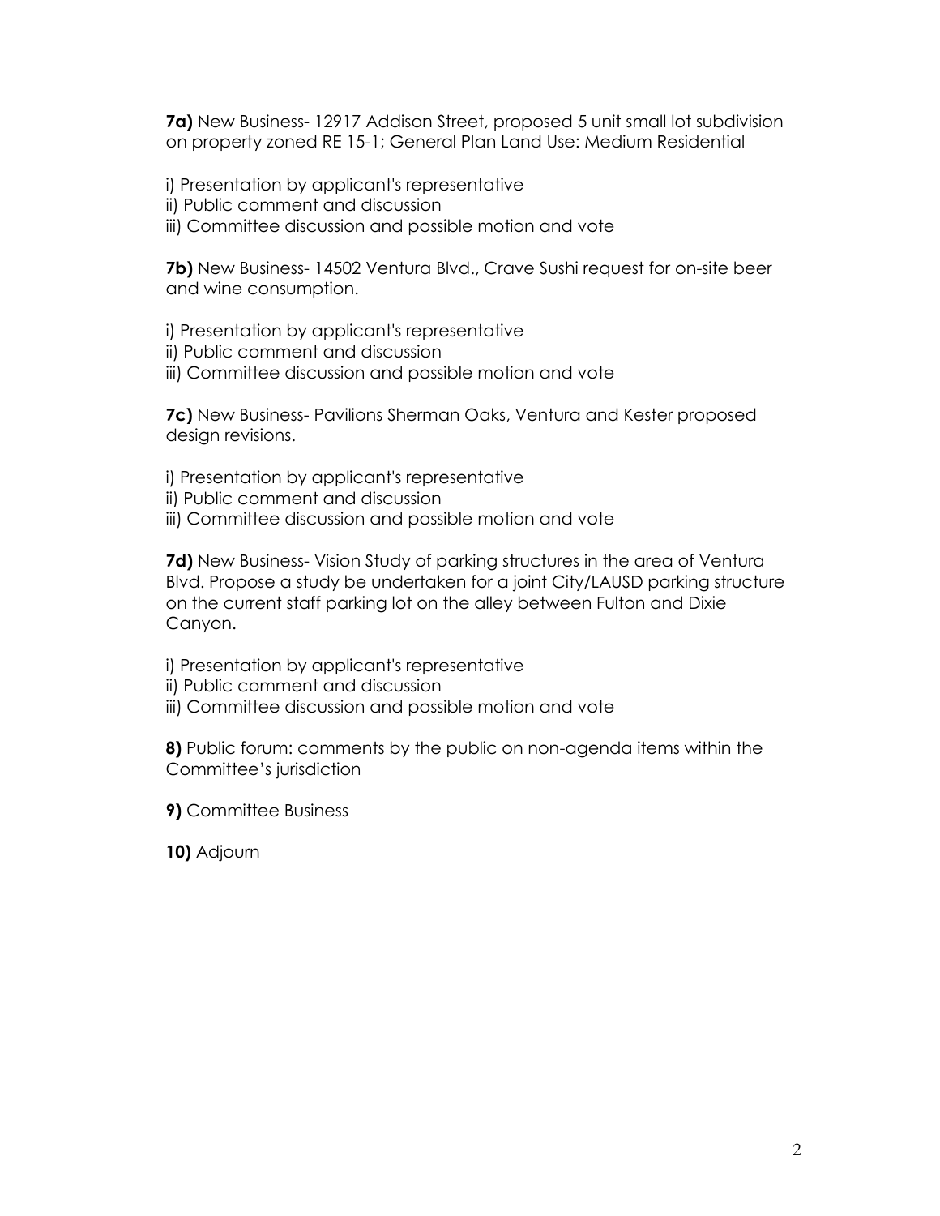**7a)** New Business- 12917 Addison Street, proposed 5 unit small lot subdivision on property zoned RE 15-1; General Plan Land Use: Medium Residential

i) Presentation by applicant's representative
ii) Public comment and discussion
iii) Committee discussion and possible motion and vote

**7b)** New Business- 14502 Ventura Blvd., Crave Sushi request for on-site beer and wine consumption.

i) Presentation by applicant's representative
ii) Public comment and discussion
iii) Committee discussion and possible motion and vote

**7c)** New Business- Pavilions Sherman Oaks, Ventura and Kester proposed design revisions.

i) Presentation by applicant's representative
ii) Public comment and discussion
iii) Committee discussion and possible motion and vote

**7d)** New Business- Vision Study of parking structures in the area of Ventura Blvd. Propose a study be undertaken for a joint City/LAUSD parking structure on the current staff parking lot on the alley between Fulton and Dixie Canyon.

i) Presentation by applicant's representative
ii) Public comment and discussion
iii) Committee discussion and possible motion and vote

**8)** Public forum: comments by the public on non-agenda items within the Committee's jurisdiction

**9)** Committee Business

**10)** Adjourn